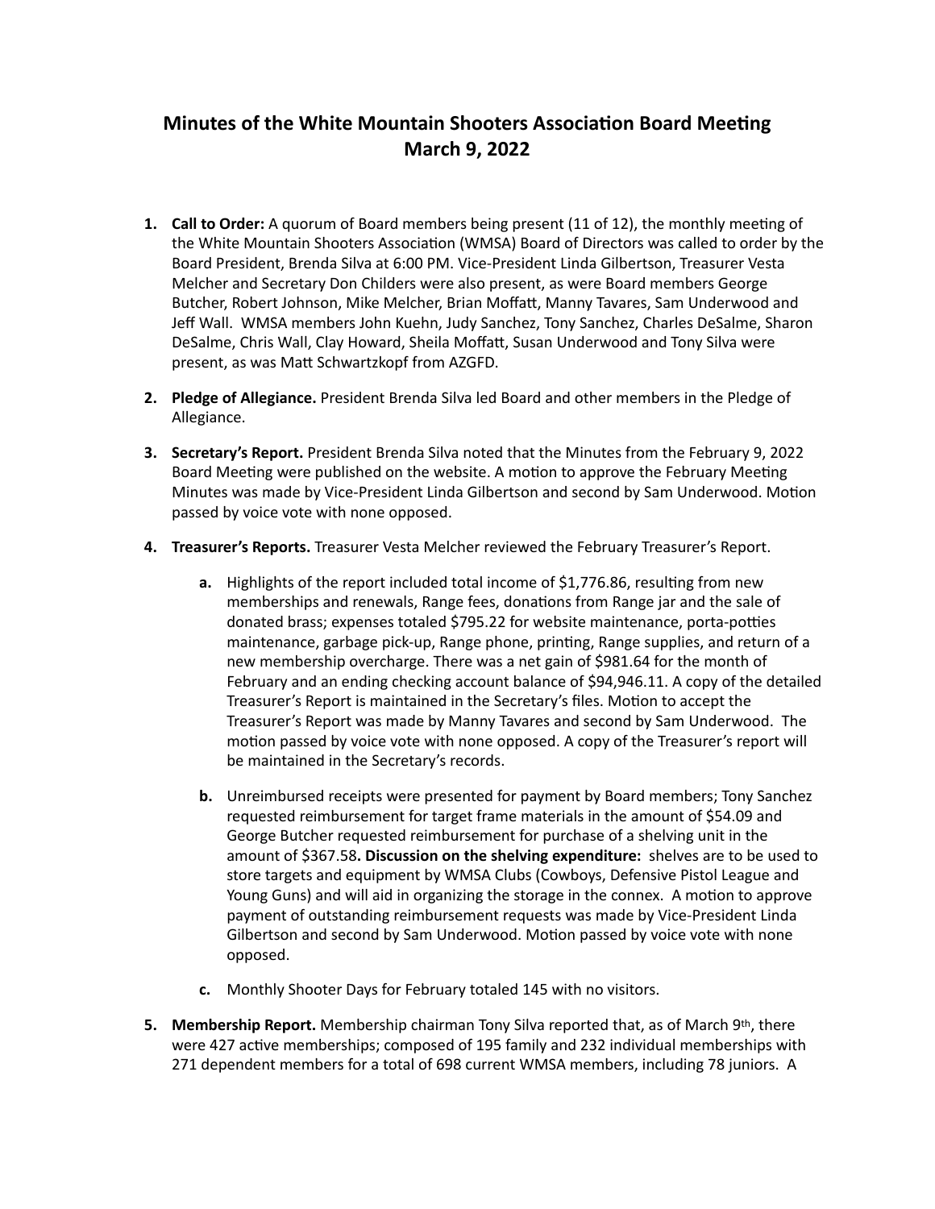# Minutes of the White Mountain Shooters Association Board Meeting
# March 9, 2022

1. **Call to Order:** A quorum of Board members being present (11 of 12), the monthly meeting of the White Mountain Shooters Association (WMSA) Board of Directors was called to order by the Board President, Brenda Silva at 6:00 PM. Vice-President Linda Gilbertson, Treasurer Vesta Melcher and Secretary Don Childers were also present, as were Board members George Butcher, Robert Johnson, Mike Melcher, Brian Moffatt, Manny Tavares, Sam Underwood and Jeff Wall. WMSA members John Kuehn, Judy Sanchez, Tony Sanchez, Charles DeSalme, Sharon DeSalme, Chris Wall, Clay Howard, Sheila Moffatt, Susan Underwood and Tony Silva were present, as was Matt Schwartzkopf from AZGFD.

2. **Pledge of Allegiance.** President Brenda Silva led Board and other members in the Pledge of Allegiance.

3. **Secretary's Report.** President Brenda Silva noted that the Minutes from the February 9, 2022 Board Meeting were published on the website. A motion to approve the February Meeting Minutes was made by Vice-President Linda Gilbertson and second by Sam Underwood. Motion passed by voice vote with none opposed.

4. **Treasurer's Reports.** Treasurer Vesta Melcher reviewed the February Treasurer's Report.

   a. Highlights of the report included total income of $1,776.86, resulting from new memberships and renewals, Range fees, donations from Range jar and the sale of donated brass; expenses totaled $795.22 for website maintenance, porta-potties maintenance, garbage pick-up, Range phone, printing, Range supplies, and return of a new membership overcharge. There was a net gain of $981.64 for the month of February and an ending checking account balance of $94,946.11. A copy of the detailed Treasurer's Report is maintained in the Secretary's files. Motion to accept the Treasurer's Report was made by Manny Tavares and second by Sam Underwood. The motion passed by voice vote with none opposed. A copy of the Treasurer's report will be maintained in the Secretary's records.

   b. Unreimbursed receipts were presented for payment by Board members; Tony Sanchez requested reimbursement for target frame materials in the amount of $54.09 and George Butcher requested reimbursement for purchase of a shelving unit in the amount of $367.58**. Discussion on the shelving expenditure:** shelves are to be used to store targets and equipment by WMSA Clubs (Cowboys, Defensive Pistol League and Young Guns) and will aid in organizing the storage in the connex. A motion to approve payment of outstanding reimbursement requests was made by Vice-President Linda Gilbertson and second by Sam Underwood. Motion passed by voice vote with none opposed.

   c. Monthly Shooter Days for February totaled 145 with no visitors.

5. **Membership Report.** Membership chairman Tony Silva reported that, as of March 9th, there were 427 active memberships; composed of 195 family and 232 individual memberships with 271 dependent members for a total of 698 current WMSA members, including 78 juniors. A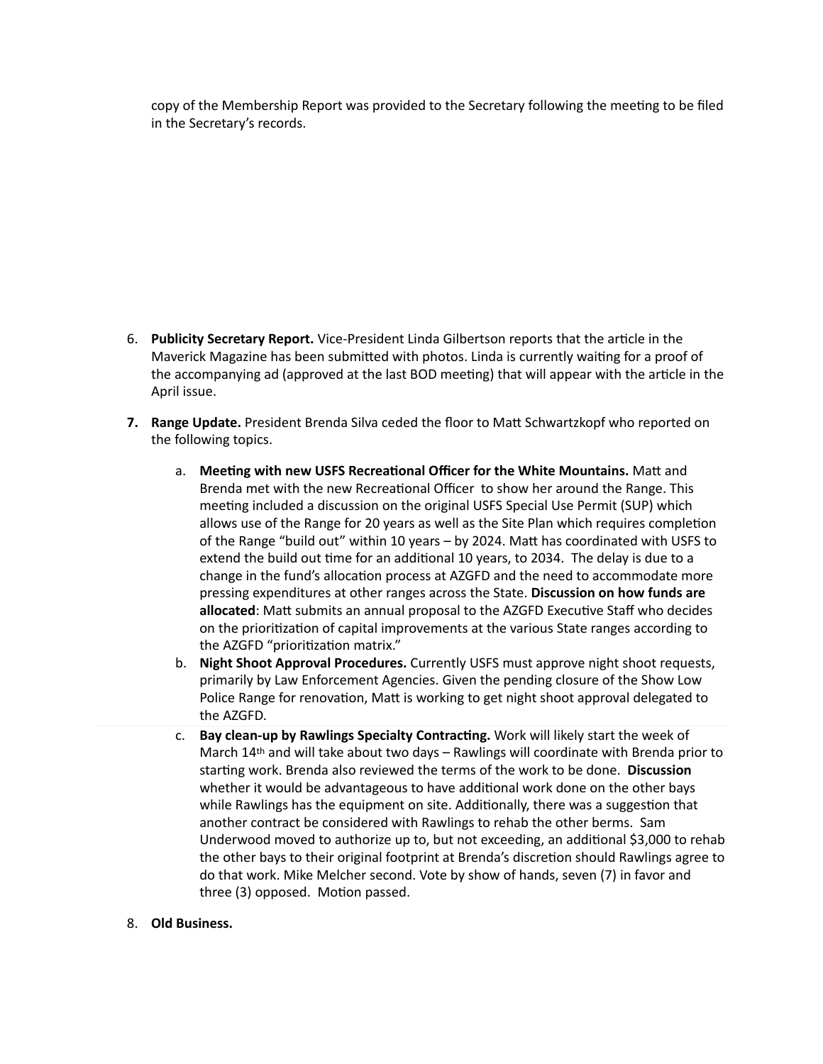copy of the Membership Report was provided to the Secretary following the meeting to be filed in the Secretary's records.

6. **Publicity Secretary Report.** Vice-President Linda Gilbertson reports that the article in the Maverick Magazine has been submitted with photos. Linda is currently waiting for a proof of the accompanying ad (approved at the last BOD meeting) that will appear with the article in the April issue.

7. **Range Update.** President Brenda Silva ceded the floor to Matt Schwartzkopf who reported on the following topics.

    a. **Meeting with new USFS Recreational Officer for the White Mountains.** Matt and Brenda met with the new Recreational Officer to show her around the Range. This meeting included a discussion on the original USFS Special Use Permit (SUP) which allows use of the Range for 20 years as well as the Site Plan which requires completion of the Range "build out" within 10 years – by 2024. Matt has coordinated with USFS to extend the build out time for an additional 10 years, to 2034. The delay is due to a change in the fund's allocation process at AZGFD and the need to accommodate more pressing expenditures at other ranges across the State. **Discussion on how funds are allocated**: Matt submits an annual proposal to the AZGFD Executive Staff who decides on the prioritization of capital improvements at the various State ranges according to the AZGFD "prioritization matrix."

    b. **Night Shoot Approval Procedures.** Currently USFS must approve night shoot requests, primarily by Law Enforcement Agencies. Given the pending closure of the Show Low Police Range for renovation, Matt is working to get night shoot approval delegated to the AZGFD.

    c. **Bay clean-up by Rawlings Specialty Contracting.** Work will likely start the week of March 14th and will take about two days – Rawlings will coordinate with Brenda prior to starting work. Brenda also reviewed the terms of the work to be done. **Discussion** whether it would be advantageous to have additional work done on the other bays while Rawlings has the equipment on site. Additionally, there was a suggestion that another contract be considered with Rawlings to rehab the other berms. Sam Underwood moved to authorize up to, but not exceeding, an additional $3,000 to rehab the other bays to their original footprint at Brenda's discretion should Rawlings agree to do that work. Mike Melcher second. Vote by show of hands, seven (7) in favor and three (3) opposed. Motion passed.

8. **Old Business.**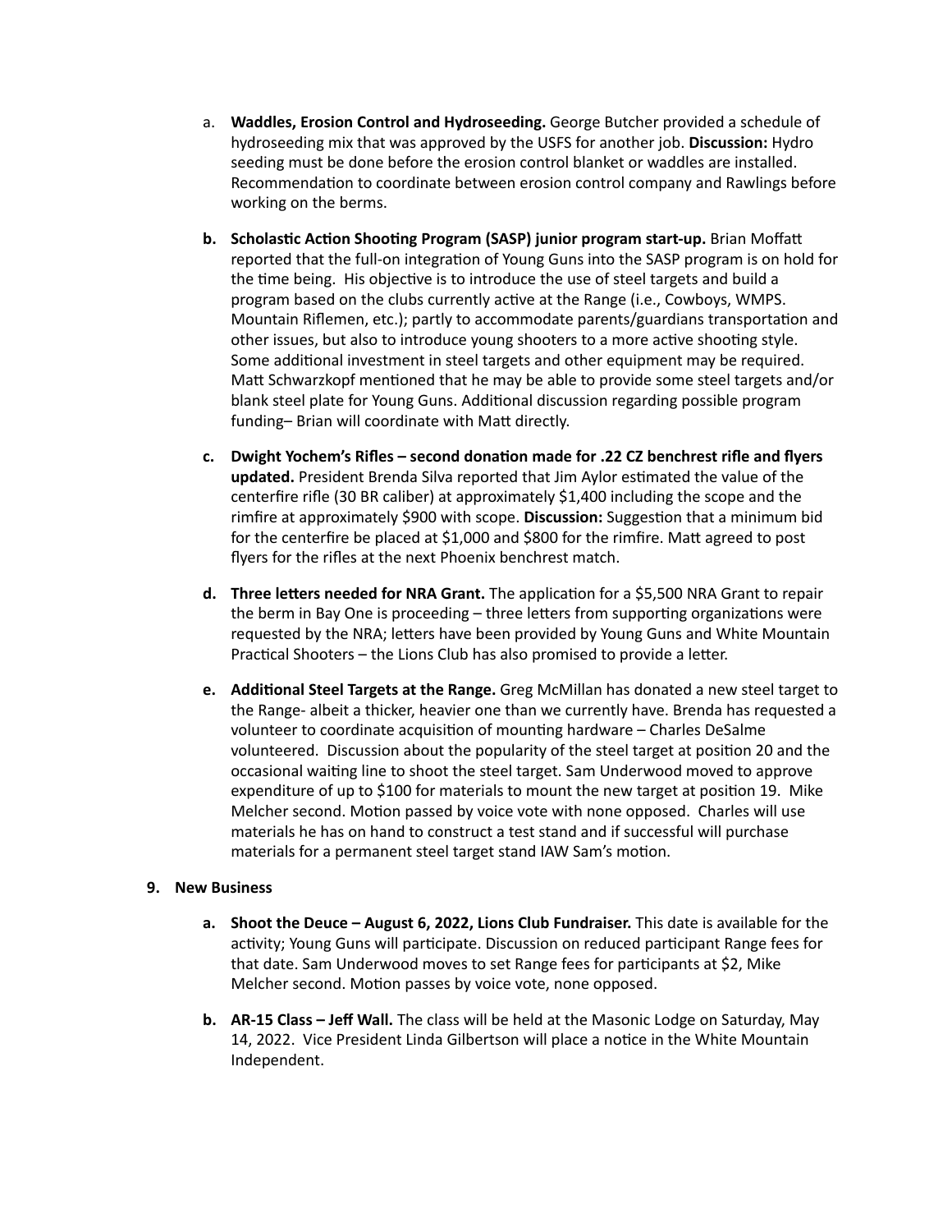a. **Waddles, Erosion Control and Hydroseeding.** George Butcher provided a schedule of hydroseeding mix that was approved by the USFS for another job. **Discussion:** Hydro seeding must be done before the erosion control blanket or waddles are installed. Recommendation to coordinate between erosion control company and Rawlings before working on the berms.

b. **Scholastic Action Shooting Program (SASP) junior program start-up.** Brian Moffatt reported that the full-on integration of Young Guns into the SASP program is on hold for the time being. His objective is to introduce the use of steel targets and build a program based on the clubs currently active at the Range (i.e., Cowboys, WMPS. Mountain Riflemen, etc.); partly to accommodate parents/guardians transportation and other issues, but also to introduce young shooters to a more active shooting style. Some additional investment in steel targets and other equipment may be required. Matt Schwarzkopf mentioned that he may be able to provide some steel targets and/or blank steel plate for Young Guns. Additional discussion regarding possible program funding– Brian will coordinate with Matt directly.

c. **Dwight Yochem's Rifles – second donation made for .22 CZ benchrest rifle and flyers updated.** President Brenda Silva reported that Jim Aylor estimated the value of the centerfire rifle (30 BR caliber) at approximately $1,400 including the scope and the rimfire at approximately $900 with scope. **Discussion:** Suggestion that a minimum bid for the centerfire be placed at $1,000 and $800 for the rimfire. Matt agreed to post flyers for the rifles at the next Phoenix benchrest match.

d. **Three letters needed for NRA Grant.** The application for a $5,500 NRA Grant to repair the berm in Bay One is proceeding – three letters from supporting organizations were requested by the NRA; letters have been provided by Young Guns and White Mountain Practical Shooters – the Lions Club has also promised to provide a letter.

e. **Additional Steel Targets at the Range.** Greg McMillan has donated a new steel target to the Range- albeit a thicker, heavier one than we currently have. Brenda has requested a volunteer to coordinate acquisition of mounting hardware – Charles DeSalme volunteered. Discussion about the popularity of the steel target at position 20 and the occasional waiting line to shoot the steel target. Sam Underwood moved to approve expenditure of up to $100 for materials to mount the new target at position 19. Mike Melcher second. Motion passed by voice vote with none opposed. Charles will use materials he has on hand to construct a test stand and if successful will purchase materials for a permanent steel target stand IAW Sam's motion.

9. **New Business**

a. **Shoot the Deuce – August 6, 2022, Lions Club Fundraiser.** This date is available for the activity; Young Guns will participate. Discussion on reduced participant Range fees for that date. Sam Underwood moves to set Range fees for participants at $2, Mike Melcher second. Motion passes by voice vote, none opposed.

b. **AR-15 Class – Jeff Wall.** The class will be held at the Masonic Lodge on Saturday, May 14, 2022. Vice President Linda Gilbertson will place a notice in the White Mountain Independent.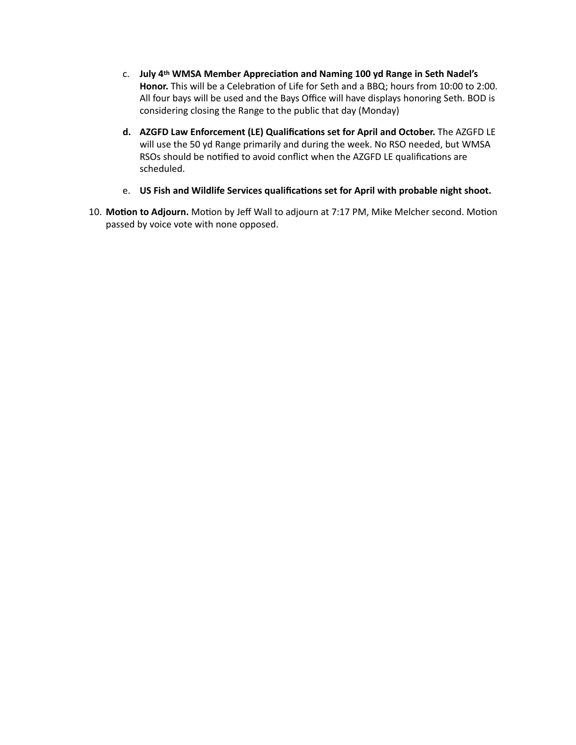c. **July 4th WMSA Member Appreciation and Naming 100 yd Range in Seth Nadel's Honor.** This will be a Celebration of Life for Seth and a BBQ; hours from 10:00 to 2:00. All four bays will be used and the Bays Office will have displays honoring Seth. BOD is considering closing the Range to the public that day (Monday)

d. **AZGFD Law Enforcement (LE) Qualifications set for April and October.** The AZGFD LE will use the 50 yd Range primarily and during the week. No RSO needed, but WMSA RSOs should be notified to avoid conflict when the AZGFD LE qualifications are scheduled.

e. **US Fish and Wildlife Services qualifications set for April with probable night shoot.**

10. **Motion to Adjourn.** Motion by Jeff Wall to adjourn at 7:17 PM, Mike Melcher second. Motion passed by voice vote with none opposed.